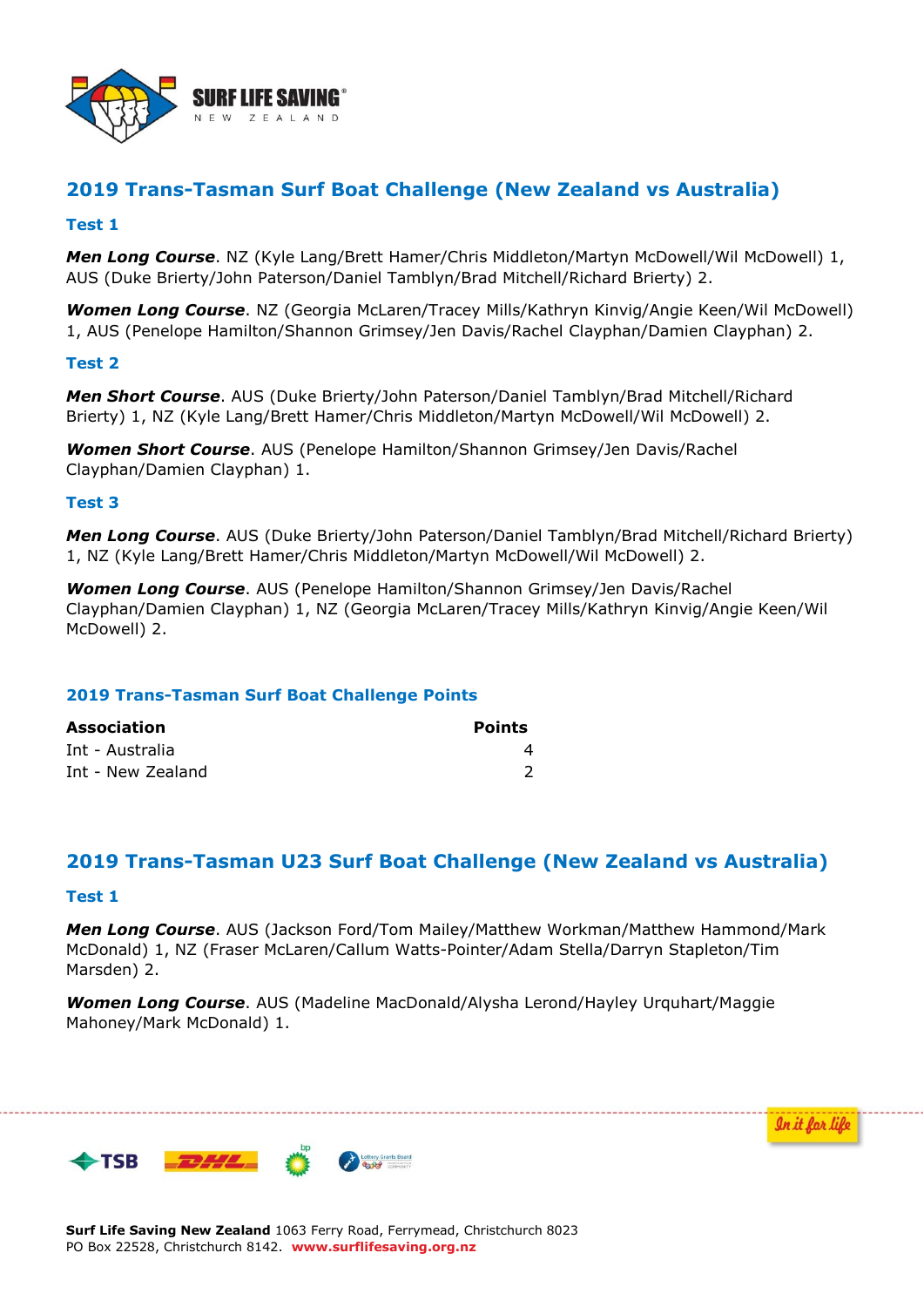## 2019 Trans-Tasman Surf Boat Challenge (New Zealand vs Australia)

### Test 1

***Men Long Course***. NZ (Kyle Lang/Brett Hamer/Chris Middleton/Martyn McDowell/Wil McDowell) 1, AUS (Duke Brierty/John Paterson/Daniel Tamblyn/Brad Mitchell/Richard Brierty) 2.

***Women Long Course***. NZ (Georgia McLaren/Tracey Mills/Kathryn Kinvig/Angie Keen/Wil McDowell) 1, AUS (Penelope Hamilton/Shannon Grimsey/Jen Davis/Rachel Clayphan/Damien Clayphan) 2.

### Test 2

***Men Short Course***. AUS (Duke Brierty/John Paterson/Daniel Tamblyn/Brad Mitchell/Richard Brierty) 1, NZ (Kyle Lang/Brett Hamer/Chris Middleton/Martyn McDowell/Wil McDowell) 2.

***Women Short Course***. AUS (Penelope Hamilton/Shannon Grimsey/Jen Davis/Rachel Clayphan/Damien Clayphan) 1.

### Test 3

***Men Long Course***. AUS (Duke Brierty/John Paterson/Daniel Tamblyn/Brad Mitchell/Richard Brierty) 1, NZ (Kyle Lang/Brett Hamer/Chris Middleton/Martyn McDowell/Wil McDowell) 2.

***Women Long Course***. AUS (Penelope Hamilton/Shannon Grimsey/Jen Davis/Rachel Clayphan/Damien Clayphan) 1, NZ (Georgia McLaren/Tracey Mills/Kathryn Kinvig/Angie Keen/Wil McDowell) 2.

### 2019 Trans-Tasman Surf Boat Challenge Points

| Association | Points |
|---|---|
| Int - Australia | 4 |
| Int - New Zealand | 2 |

## 2019 Trans-Tasman U23 Surf Boat Challenge (New Zealand vs Australia)

### Test 1

***Men Long Course***. AUS (Jackson Ford/Tom Mailey/Matthew Workman/Matthew Hammond/Mark McDonald) 1, NZ (Fraser McLaren/Callum Watts-Pointer/Adam Stella/Darryn Stapleton/Tim Marsden) 2.

***Women Long Course***. AUS (Madeline MacDonald/Alysha Lerond/Hayley Urquhart/Maggie Mahoney/Mark McDonald) 1.

**Surf Life Saving New Zealand** 1063 Ferry Road, Ferrymead, Christchurch 8023
PO Box 22528, Christchurch 8142. **www.surflifesaving.org.nz**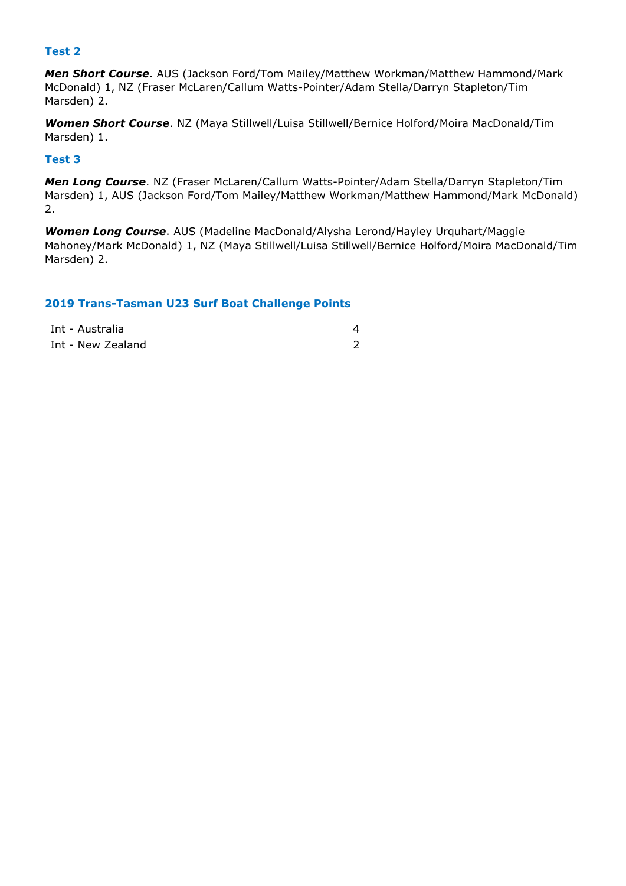### Test 2

***Men Short Course***. AUS (Jackson Ford/Tom Mailey/Matthew Workman/Matthew Hammond/Mark McDonald) 1, NZ (Fraser McLaren/Callum Watts-Pointer/Adam Stella/Darryn Stapleton/Tim Marsden) 2.

***Women Short Course***. NZ (Maya Stillwell/Luisa Stillwell/Bernice Holford/Moira MacDonald/Tim Marsden) 1.

### Test 3

***Men Long Course***. NZ (Fraser McLaren/Callum Watts-Pointer/Adam Stella/Darryn Stapleton/Tim Marsden) 1, AUS (Jackson Ford/Tom Mailey/Matthew Workman/Matthew Hammond/Mark McDonald) 2.

***Women Long Course***. AUS (Madeline MacDonald/Alysha Lerond/Hayley Urquhart/Maggie Mahoney/Mark McDonald) 1, NZ (Maya Stillwell/Luisa Stillwell/Bernice Holford/Moira MacDonald/Tim Marsden) 2.

### 2019 Trans-Tasman U23 Surf Boat Challenge Points

| | |
|---|---|
| Int - Australia | 4 |
| Int - New Zealand | 2 |